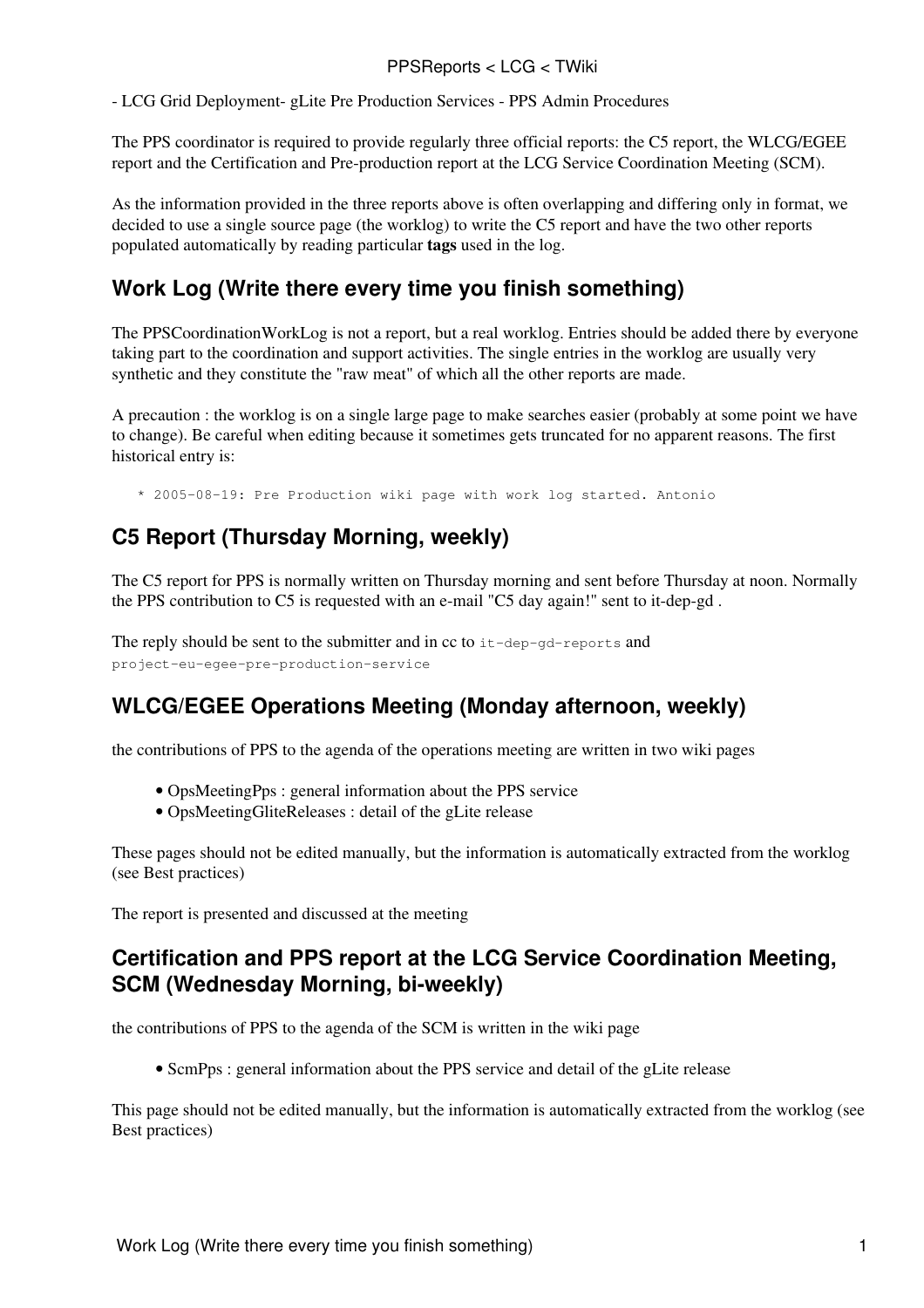- LCG Grid Deployment- gLite Pre Production Services - PPS Admin Procedures

The PPS coordinator is required to provide regularly three official reports: the C5 report, the WLCG/EGEE report and the Certification and Pre-production report at the LCG Service Coordination Meeting (SCM).

As the information provided in the three reports above is often overlapping and differing only in format, we decided to use a single source page (the worklog) to write the C5 report and have the two other reports populated automatically by reading particular **tags** used in the log.

## Work Log (Write there every time you finish something)

The PPSCoordinationWorkLog is not a report, but a real worklog. Entries should be added there by everyone taking part to the coordination and support activities. The single entries in the worklog are usually very synthetic and they constitute the "raw meat" of which all the other reports are made.

A precaution : the worklog is on a single large page to make searches easier (probably at some point we have to change). Be careful when editing because it sometimes gets truncated for no apparent reasons. The first historical entry is:

```
* 2005-08-19: Pre Production wiki page with work log started. Antonio
```

## C5 Report (Thursday Morning, weekly)

The C5 report for PPS is normally written on Thursday morning and sent before Thursday at noon. Normally the PPS contribution to C5 is requested with an e-mail "C5 day again!" sent to it-dep-gd .

The reply should be sent to the submitter and in cc to `it-dep-gd-reports` and `project-eu-egee-pre-production-service`

## WLCG/EGEE Operations Meeting (Monday afternoon, weekly)

the contributions of PPS to the agenda of the operations meeting are written in two wiki pages

- OpsMeetingPps : general information about the PPS service
- OpsMeetingGliteReleases : detail of the gLite release

These pages should not be edited manually, but the information is automatically extracted from the worklog (see Best practices)

The report is presented and discussed at the meeting

## Certification and PPS report at the LCG Service Coordination Meeting, SCM (Wednesday Morning, bi-weekly)

the contributions of PPS to the agenda of the SCM is written in the wiki page

- ScmPps : general information about the PPS service and detail of the gLite release

This page should not be edited manually, but the information is automatically extracted from the worklog (see Best practices)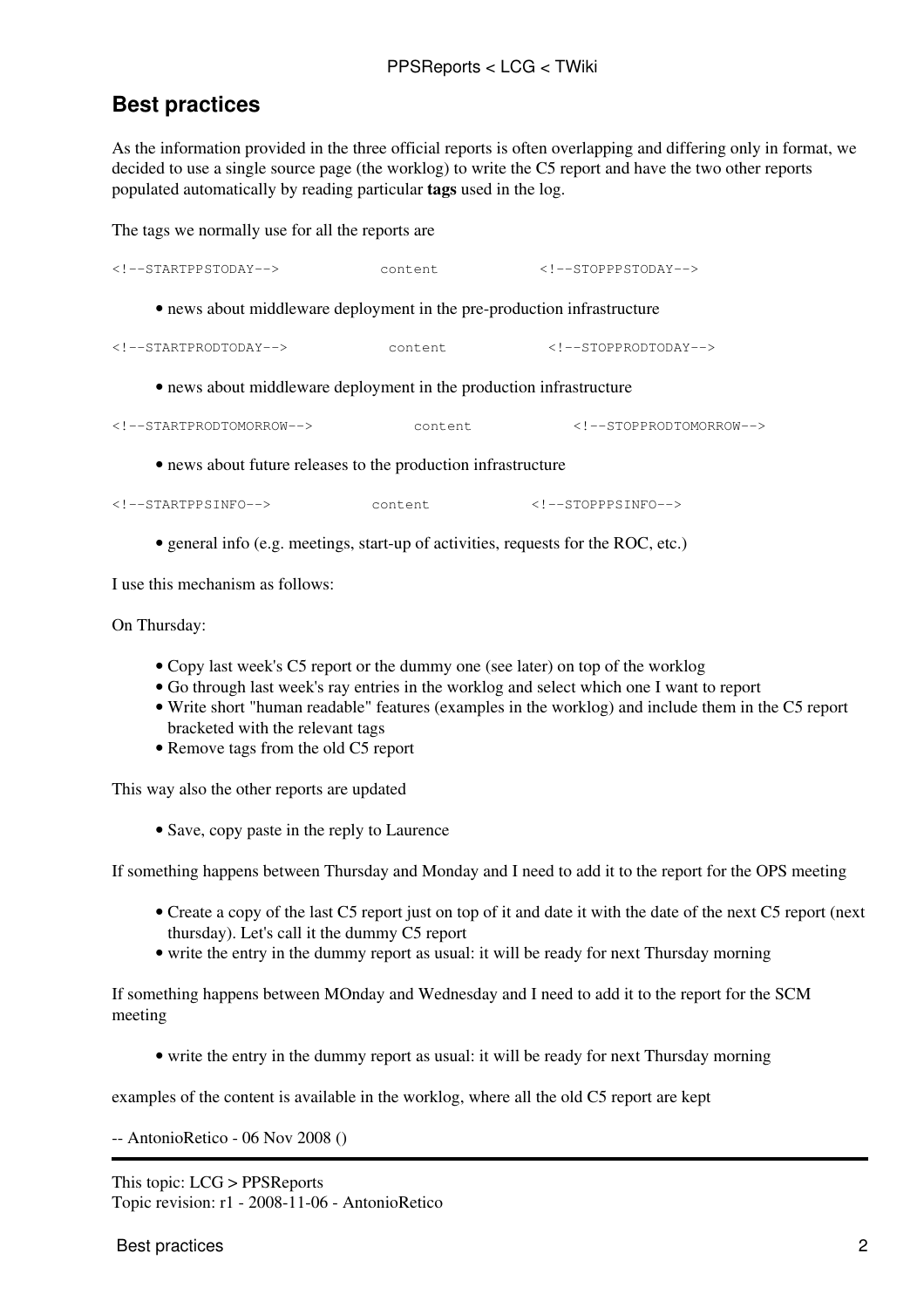## Best practices

As the information provided in the three official reports is often overlapping and differing only in format, we decided to use a single source page (the worklog) to write the C5 report and have the two other reports populated automatically by reading particular **tags** used in the log.

The tags we normally use for all the reports are

```
<!--STARTPPSTODAY-->            content            <!--STOPPPSTODAY-->
```

- news about middleware deployment in the pre-production infrastructure

```
<!--STARTPRODTODAY-->            content            <!--STOPPRODTODAY-->
```

- news about middleware deployment in the production infrastructure

```
<!--STARTPRODTOMORROW-->            content            <!--STOPPRODTOMORROW-->
```

- news about future releases to the production infrastructure

```
<!--STARTPPSINFO-->            content            <!--STOPPPSINFO-->
```

- general info (e.g. meetings, start-up of activities, requests for the ROC, etc.)

I use this mechanism as follows:

On Thursday:

- Copy last week's C5 report or the dummy one (see later) on top of the worklog
- Go through last week's ray entries in the worklog and select which one I want to report
- Write short "human readable" features (examples in the worklog) and include them in the C5 report bracketed with the relevant tags
- Remove tags from the old C5 report

This way also the other reports are updated

- Save, copy paste in the reply to Laurence

If something happens between Thursday and Monday and I need to add it to the report for the OPS meeting

- Create a copy of the last C5 report just on top of it and date it with the date of the next C5 report (next thursday). Let's call it the dummy C5 report
- write the entry in the dummy report as usual: it will be ready for next Thursday morning

If something happens between MOnday and Wednesday and I need to add it to the report for the SCM meeting

- write the entry in the dummy report as usual: it will be ready for next Thursday morning

examples of the content is available in the worklog, where all the old C5 report are kept

-- AntonioRetico - 06 Nov 2008 ()

---

This topic: LCG > PPSReports
Topic revision: r1 - 2008-11-06 - AntonioRetico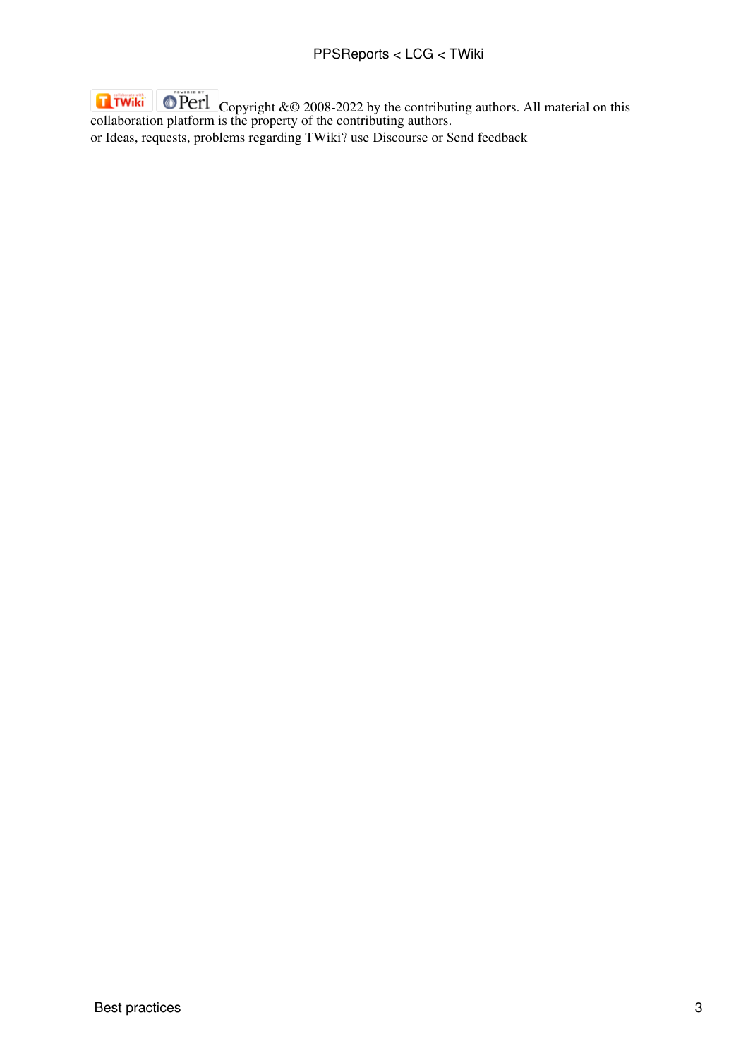Copyright &© 2008-2022 by the contributing authors. All material on this collaboration platform is the property of the contributing authors.
or Ideas, requests, problems regarding TWiki? use Discourse or Send feedback